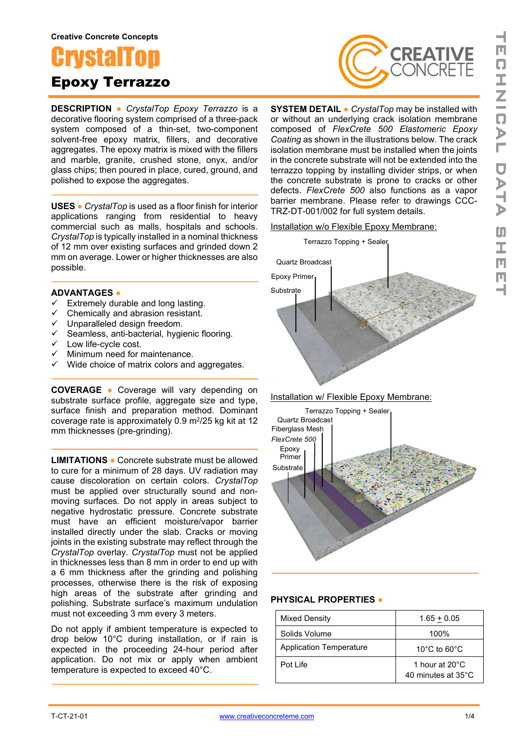Creative Concrete Concepts

# CrystalTop

## Epoxy Terrazzo

**DESCRIPTION** ● *CrystalTop Epoxy Terrazzo* is a decorative flooring system comprised of a three-pack system composed of a thin-set, two-component solvent-free epoxy matrix, fillers, and decorative aggregates. The epoxy matrix is mixed with the fillers and marble, granite, crushed stone, onyx, and/or glass chips; then poured in place, cured, ground, and polished to expose the aggregates.

**USES** ● *CrystalTop* is used as a floor finish for interior applications ranging from residential to heavy commercial such as malls, hospitals and schools. *CrystalTop* is typically installed in a nominal thickness of 12 mm over existing surfaces and grinded down 2 mm on average. Lower or higher thicknesses are also possible.

**ADVANTAGES** ●

- ✓ Extremely durable and long lasting.
- ✓ Chemically and abrasion resistant.
- ✓ Unparalleled design freedom.
- ✓ Seamless, anti-bacterial, hygienic flooring.
- ✓ Low life-cycle cost.
- ✓ Minimum need for maintenance.
- ✓ Wide choice of matrix colors and aggregates.

**COVERAGE** ● Coverage will vary depending on substrate surface profile, aggregate size and type, surface finish and preparation method. Dominant coverage rate is approximately 0.9 m²/25 kg kit at 12 mm thicknesses (pre-grinding).

**LIMITATIONS** ● Concrete substrate must be allowed to cure for a minimum of 28 days. UV radiation may cause discoloration on certain colors. *CrystalTop* must be applied over structurally sound and non-moving surfaces. Do not apply in areas subject to negative hydrostatic pressure. Concrete substrate must have an efficient moisture/vapor barrier installed directly under the slab. Cracks or moving joints in the existing substrate may reflect through the *CrystalTop* overlay. *CrystalTop* must not be applied in thicknesses less than 8 mm in order to end up with a 6 mm thickness after the grinding and polishing processes, otherwise there is the risk of exposing high areas of the substrate after grinding and polishing. Substrate surface's maximum undulation must not exceeding 3 mm every 3 meters.

Do not apply if ambient temperature is expected to drop below 10°C during installation, or if rain is expected in the proceeding 24-hour period after application. Do not mix or apply when ambient temperature is expected to exceed 40°C.

**SYSTEM DETAIL** ● *CrystalTop* may be installed with or without an underlying crack isolation membrane composed of *FlexCrete 500 Elastomeric Epoxy Coating* as shown in the illustrations below. The crack isolation membrane must be installed when the joints in the concrete substrate will not be extended into the terrazzo topping by installing divider strips, or when the concrete substrate is prone to cracks or other defects. *FlexCrete 500* also functions as a vapor barrier membrane. Please refer to drawings CCC-TRZ-DT-001/002 for full system details.

Installation w/o Flexible Epoxy Membrane:

Terrazzo Topping + Sealer
Quartz Broadcast
Epoxy Primer
Substrate

Installation w/ Flexible Epoxy Membrane:

Terrazzo Topping + Sealer
Quartz Broadcast
Fiberglass Mesh
*FlexCrete 500*
Epoxy Primer
Substrate

**PHYSICAL PROPERTIES** ●

| | |
|---|---|
| Mixed Density | 1.65 ± 0.05 |
| Solids Volume | 100% |
| Application Temperature | 10°C to 60°C |
| Pot Life | 1 hour at 20°C<br>40 minutes at 35°C |

T-CT-21-01 www.creativeconcreteme.com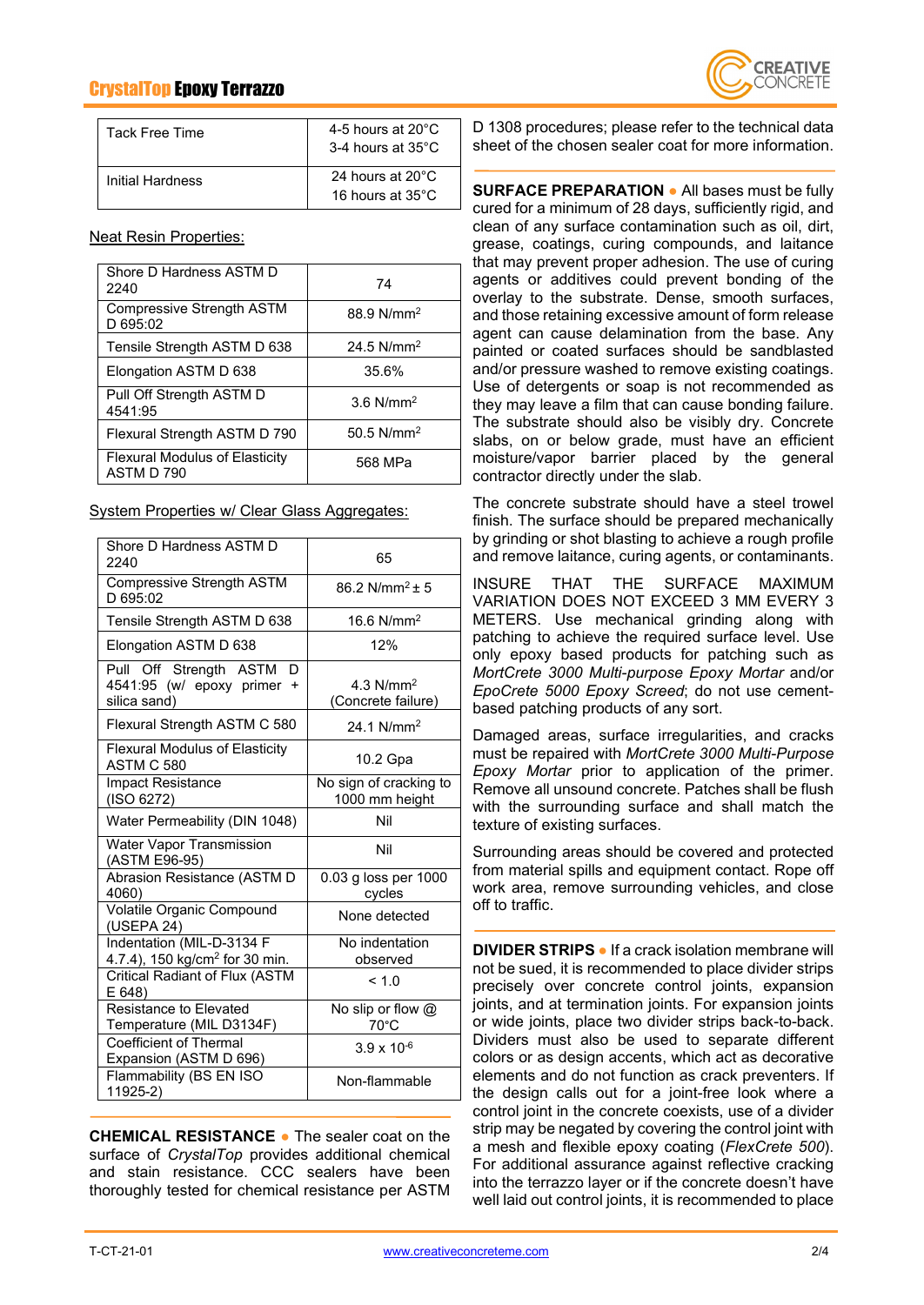| Tack Free Time | 4-5 hours at 20°C<br>3-4 hours at 35°C |
|---|---|
| Initial Hardness | 24 hours at 20°C<br>16 hours at 35°C |

Neat Resin Properties:

| Shore D Hardness ASTM D 2240 | 74 |
|---|---|
| Compressive Strength ASTM D 695:02 | 88.9 N/mm$^2$ |
| Tensile Strength ASTM D 638 | 24.5 N/mm$^2$ |
| Elongation ASTM D 638 | 35.6% |
| Pull Off Strength ASTM D 4541:95 | 3.6 N/mm$^2$ |
| Flexural Strength ASTM D 790 | 50.5 N/mm$^2$ |
| Flexural Modulus of Elasticity ASTM D 790 | 568 MPa |

System Properties w/ Clear Glass Aggregates:

| Shore D Hardness ASTM D 2240 | 65 |
|---|---|
| Compressive Strength ASTM D 695:02 | 86.2 N/mm$^2$ ± 5 |
| Tensile Strength ASTM D 638 | 16.6 N/mm$^2$ |
| Elongation ASTM D 638 | 12% |
| Pull Off Strength ASTM D 4541:95 (w/ epoxy primer + silica sand) | 4.3 N/mm$^2$ (Concrete failure) |
| Flexural Strength ASTM C 580 | 24.1 N/mm$^2$ |
| Flexural Modulus of Elasticity ASTM C 580 | 10.2 Gpa |
| Impact Resistance (ISO 6272) | No sign of cracking to 1000 mm height |
| Water Permeability (DIN 1048) | Nil |
| Water Vapor Transmission (ASTM E96-95) | Nil |
| Abrasion Resistance (ASTM D 4060) | 0.03 g loss per 1000 cycles |
| Volatile Organic Compound (USEPA 24) | None detected |
| Indentation (MIL-D-3134 F 4.7.4), 150 kg/cm$^2$ for 30 min. | No indentation observed |
| Critical Radiant of Flux (ASTM E 648) | < 1.0 |
| Resistance to Elevated Temperature (MIL D3134F) | No slip or flow @ 70°C |
| Coefficient of Thermal Expansion (ASTM D 696) | 3.9 x $10^{-6}$ |
| Flammability (BS EN ISO 11925-2) | Non-flammable |

**CHEMICAL RESISTANCE** ● The sealer coat on the surface of *CrystalTop* provides additional chemical and stain resistance. CCC sealers have been thoroughly tested for chemical resistance per ASTM D 1308 procedures; please refer to the technical data sheet of the chosen sealer coat for more information.

**SURFACE PREPARATION** ● All bases must be fully cured for a minimum of 28 days, sufficiently rigid, and clean of any surface contamination such as oil, dirt, grease, coatings, curing compounds, and laitance that may prevent proper adhesion. The use of curing agents or additives could prevent bonding of the overlay to the substrate. Dense, smooth surfaces, and those retaining excessive amount of form release agent can cause delamination from the base. Any painted or coated surfaces should be sandblasted and/or pressure washed to remove existing coatings. Use of detergents or soap is not recommended as they may leave a film that can cause bonding failure. The substrate should also be visibly dry. Concrete slabs, on or below grade, must have an efficient moisture/vapor barrier placed by the general contractor directly under the slab.

The concrete substrate should have a steel trowel finish. The surface should be prepared mechanically by grinding or shot blasting to achieve a rough profile and remove laitance, curing agents, or contaminants.

INSURE THAT THE SURFACE MAXIMUM VARIATION DOES NOT EXCEED 3 MM EVERY 3 METERS. Use mechanical grinding along with patching to achieve the required surface level. Use only epoxy based products for patching such as *MortCrete 3000 Multi-purpose Epoxy Mortar* and/or *EpoCrete 5000 Epoxy Screed*; do not use cement-based patching products of any sort.

Damaged areas, surface irregularities, and cracks must be repaired with *MortCrete 3000 Multi-Purpose Epoxy Mortar* prior to application of the primer. Remove all unsound concrete. Patches shall be flush with the surrounding surface and shall match the texture of existing surfaces.

Surrounding areas should be covered and protected from material spills and equipment contact. Rope off work area, remove surrounding vehicles, and close off to traffic.

**DIVIDER STRIPS** ● If a crack isolation membrane will not be sued, it is recommended to place divider strips precisely over concrete control joints, expansion joints, and at termination joints. For expansion joints or wide joints, place two divider strips back-to-back. Dividers must also be used to separate different colors or as design accents, which act as decorative elements and do not function as crack preventers. If the design calls out for a joint-free look where a control joint in the concrete coexists, use of a divider strip may be negated by covering the control joint with a mesh and flexible epoxy coating (*FlexCrete 500*). For additional assurance against reflective cracking into the terrazzo layer or if the concrete doesn't have well laid out control joints, it is recommended to place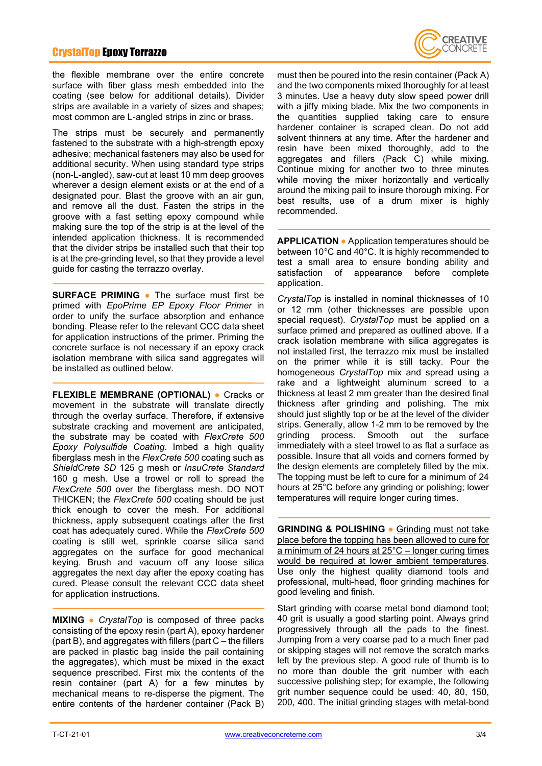the flexible membrane over the entire concrete surface with fiber glass mesh embedded into the coating (see below for additional details). Divider strips are available in a variety of sizes and shapes; most common are L-angled strips in zinc or brass.

The strips must be securely and permanently fastened to the substrate with a high-strength epoxy adhesive; mechanical fasteners may also be used for additional security. When using standard type strips (non-L-angled), saw-cut at least 10 mm deep grooves wherever a design element exists or at the end of a designated pour. Blast the groove with an air gun, and remove all the dust. Fasten the strips in the groove with a fast setting epoxy compound while making sure the top of the strip is at the level of the intended application thickness. It is recommended that the divider strips be installed such that their top is at the pre-grinding level, so that they provide a level guide for casting the terrazzo overlay.

**SURFACE PRIMING** ● The surface must first be primed with *EpoPrime EP Epoxy Floor Primer* in order to unify the surface absorption and enhance bonding. Please refer to the relevant CCC data sheet for application instructions of the primer. Priming the concrete surface is not necessary if an epoxy crack isolation membrane with silica sand aggregates will be installed as outlined below.

**FLEXIBLE MEMBRANE (OPTIONAL)** ● Cracks or movement in the substrate will translate directly through the overlay surface. Therefore, if extensive substrate cracking and movement are anticipated, the substrate may be coated with *FlexCrete 500 Epoxy Polysulfide Coating*. Imbed a high quality fiberglass mesh in the *FlexCrete 500* coating such as *ShieldCrete SD* 125 g mesh or *InsuCrete Standard* 160 g mesh. Use a trowel or roll to spread the *FlexCrete 500* over the fiberglass mesh. DO NOT THICKEN; the *FlexCrete 500* coating should be just thick enough to cover the mesh. For additional thickness, apply subsequent coatings after the first coat has adequately cured. While the *FlexCrete 500* coating is still wet, sprinkle coarse silica sand aggregates on the surface for good mechanical keying. Brush and vacuum off any loose silica aggregates the next day after the epoxy coating has cured. Please consult the relevant CCC data sheet for application instructions.

**MIXING** ● *CrystalTop* is composed of three packs consisting of the epoxy resin (part A), epoxy hardener (part B), and aggregates with fillers (part C – the fillers are packed in plastic bag inside the pail containing the aggregates), which must be mixed in the exact sequence prescribed. First mix the contents of the resin container (part A) for a few minutes by mechanical means to re-disperse the pigment. The entire contents of the hardener container (Pack B) must then be poured into the resin container (Pack A) and the two components mixed thoroughly for at least 3 minutes. Use a heavy duty slow speed power drill with a jiffy mixing blade. Mix the two components in the quantities supplied taking care to ensure hardener container is scraped clean. Do not add solvent thinners at any time. After the hardener and resin have been mixed thoroughly, add to the aggregates and fillers (Pack C) while mixing. Continue mixing for another two to three minutes while moving the mixer horizontally and vertically around the mixing pail to insure thorough mixing. For best results, use of a drum mixer is highly recommended.

**APPLICATION** ● Application temperatures should be between 10°C and 40°C. It is highly recommended to test a small area to ensure bonding ability and satisfaction of appearance before complete application.

*CrystalTop* is installed in nominal thicknesses of 10 or 12 mm (other thicknesses are possible upon special request). *CrystalTop* must be applied on a surface primed and prepared as outlined above. If a crack isolation membrane with silica aggregates is not installed first, the terrazzo mix must be installed on the primer while it is still tacky. Pour the homogeneous *CrystalTop* mix and spread using a rake and a lightweight aluminum screed to a thickness at least 2 mm greater than the desired final thickness after grinding and polishing. The mix should just slightly top or be at the level of the divider strips. Generally, allow 1-2 mm to be removed by the grinding process. Smooth out the surface immediately with a steel trowel to as flat a surface as possible. Insure that all voids and corners formed by the design elements are completely filled by the mix. The topping must be left to cure for a minimum of 24 hours at 25°C before any grinding or polishing; lower temperatures will require longer curing times.

**GRINDING & POLISHING** ● Grinding must not take place before the topping has been allowed to cure for a minimum of 24 hours at 25°C – longer curing times would be required at lower ambient temperatures. Use only the highest quality diamond tools and professional, multi-head, floor grinding machines for good leveling and finish.

Start grinding with coarse metal bond diamond tool; 40 grit is usually a good starting point. Always grind progressively through all the pads to the finest. Jumping from a very coarse pad to a much finer pad or skipping stages will not remove the scratch marks left by the previous step. A good rule of thumb is to no more than double the grit number with each successive polishing step; for example, the following grit number sequence could be used: 40, 80, 150, 200, 400. The initial grinding stages with metal-bond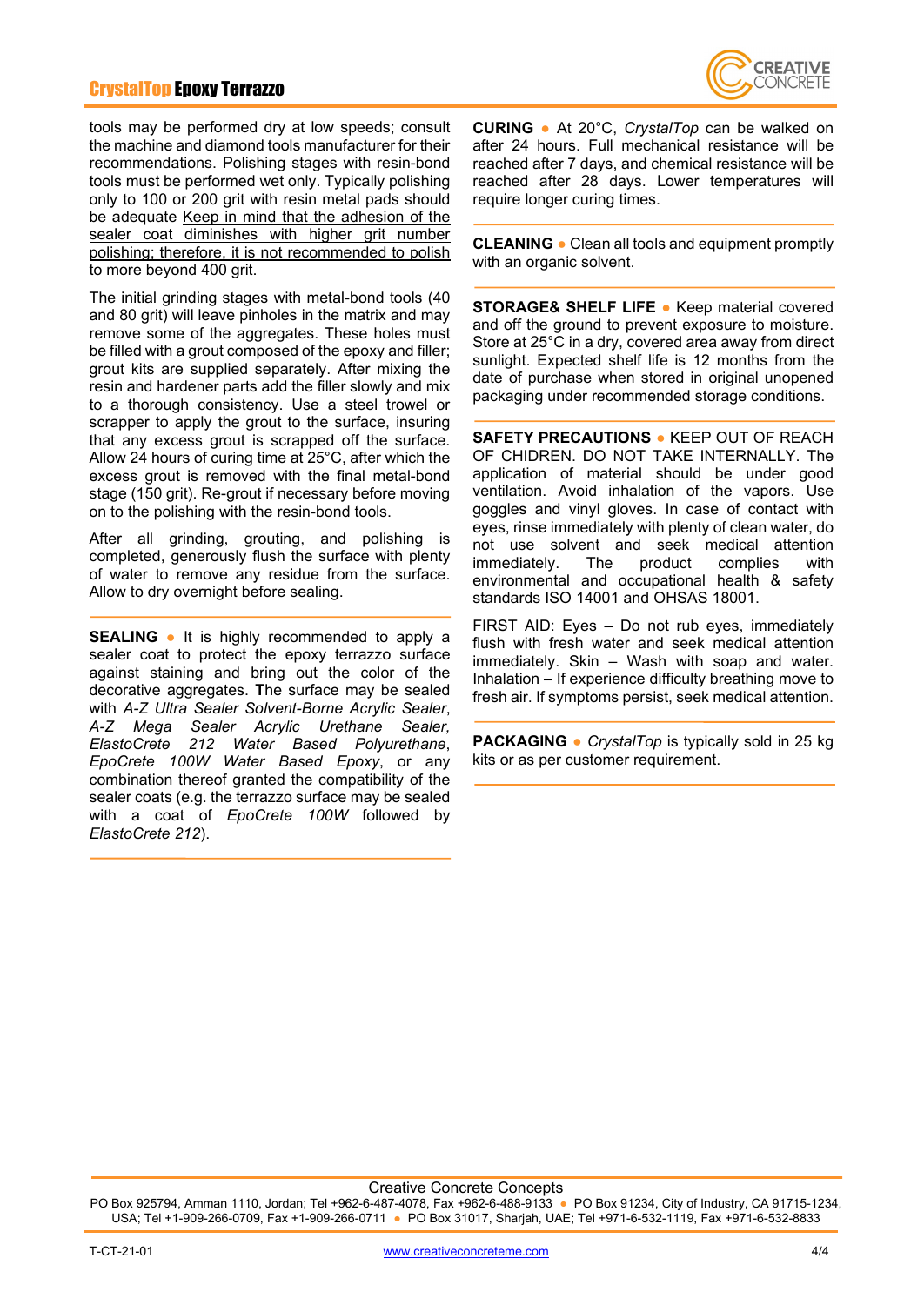tools may be performed dry at low speeds; consult the machine and diamond tools manufacturer for their recommendations. Polishing stages with resin-bond tools must be performed wet only. Typically polishing only to 100 or 200 grit with resin metal pads should be adequate Keep in mind that the adhesion of the sealer coat diminishes with higher grit number polishing; therefore, it is not recommended to polish to more beyond 400 grit.

The initial grinding stages with metal-bond tools (40 and 80 grit) will leave pinholes in the matrix and may remove some of the aggregates. These holes must be filled with a grout composed of the epoxy and filler; grout kits are supplied separately. After mixing the resin and hardener parts add the filler slowly and mix to a thorough consistency. Use a steel trowel or scrapper to apply the grout to the surface, insuring that any excess grout is scrapped off the surface. Allow 24 hours of curing time at 25°C, after which the excess grout is removed with the final metal-bond stage (150 grit). Re-grout if necessary before moving on to the polishing with the resin-bond tools.

After all grinding, grouting, and polishing is completed, generously flush the surface with plenty of water to remove any residue from the surface. Allow to dry overnight before sealing.

**SEALING** ● It is highly recommended to apply a sealer coat to protect the epoxy terrazzo surface against staining and bring out the color of the decorative aggregates. **T**he surface may be sealed with *A-Z Ultra Sealer Solvent-Borne Acrylic Sealer*, *A-Z Mega Sealer Acrylic Urethane Sealer*, *ElastoCrete 212 Water Based Polyurethane*, *EpoCrete 100W Water Based Epoxy*, or any combination thereof granted the compatibility of the sealer coats (e.g. the terrazzo surface may be sealed with a coat of *EpoCrete 100W* followed by *ElastoCrete 212*).

**CURING** ● At 20°C, *CrystalTop* can be walked on after 24 hours. Full mechanical resistance will be reached after 7 days, and chemical resistance will be reached after 28 days. Lower temperatures will require longer curing times.

**CLEANING** ● Clean all tools and equipment promptly with an organic solvent.

**STORAGE& SHELF LIFE** ● Keep material covered and off the ground to prevent exposure to moisture. Store at 25°C in a dry, covered area away from direct sunlight. Expected shelf life is 12 months from the date of purchase when stored in original unopened packaging under recommended storage conditions.

**SAFETY PRECAUTIONS** ● KEEP OUT OF REACH OF CHIDREN. DO NOT TAKE INTERNALLY. The application of material should be under good ventilation. Avoid inhalation of the vapors. Use goggles and vinyl gloves. In case of contact with eyes, rinse immediately with plenty of clean water, do not use solvent and seek medical attention immediately. The product complies with environmental and occupational health & safety standards ISO 14001 and OHSAS 18001.

FIRST AID: Eyes – Do not rub eyes, immediately flush with fresh water and seek medical attention immediately. Skin – Wash with soap and water. Inhalation – If experience difficulty breathing move to fresh air. If symptoms persist, seek medical attention.

**PACKAGING** ● *CrystalTop* is typically sold in 25 kg kits or as per customer requirement.

Creative Concrete Concepts

PO Box 925794, Amman 1110, Jordan; Tel +962-6-487-4078, Fax +962-6-488-9133 ● PO Box 91234, City of Industry, CA 91715-1234, USA; Tel +1-909-266-0709, Fax +1-909-266-0711 ● PO Box 31017, Sharjah, UAE; Tel +971-6-532-1119, Fax +971-6-532-8833

T-CT-21-01

www.creativeconcreteme.com